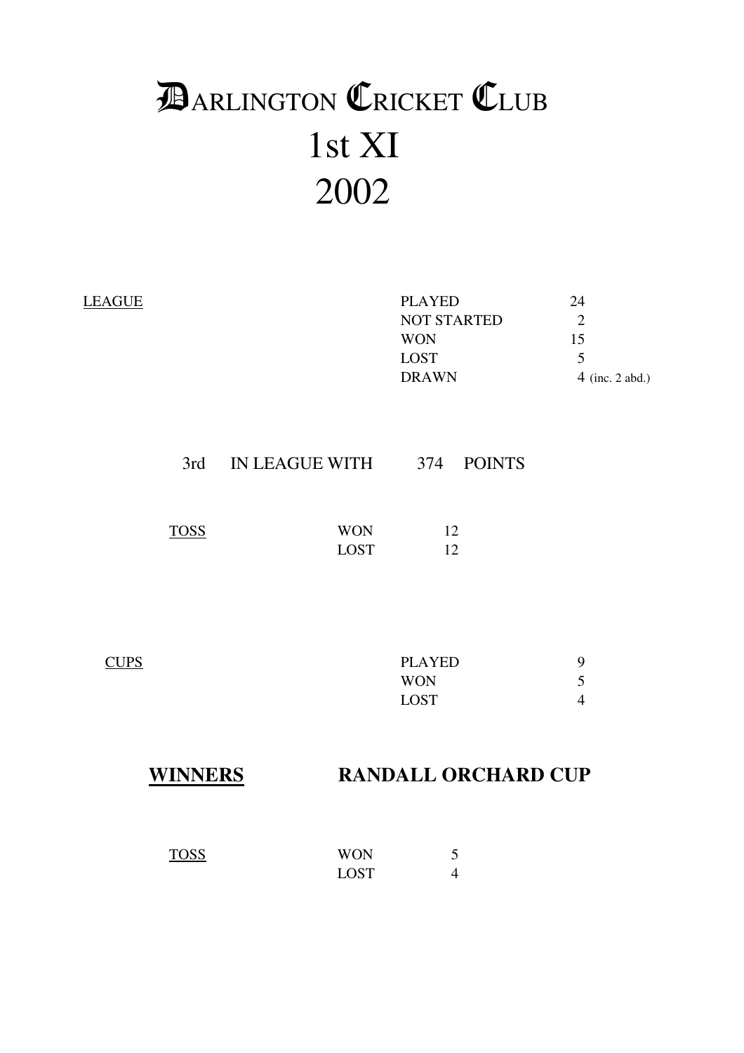# DARLINGTON CRICKET CLUB
# 1st XI
# 2002

<u>LEAGUE</u>

| | |
|---|---|
| PLAYED | 24 |
| NOT STARTED | 2 |
| WON | 15 |
| LOST | 5 |
| DRAWN | 4 (inc. 2 abd.) |

3rd IN LEAGUE WITH 374 POINTS

<u>TOSS</u>

| | |
|---|---|
| WON | 12 |
| LOST | 12 |

<u>CUPS</u>

| | |
|---|---|
| PLAYED | 9 |
| WON | 5 |
| LOST | 4 |

**<u>WINNERS</u>** **RANDALL ORCHARD CUP**

<u>TOSS</u>

| | |
|---|---|
| WON | 5 |
| LOST | 4 |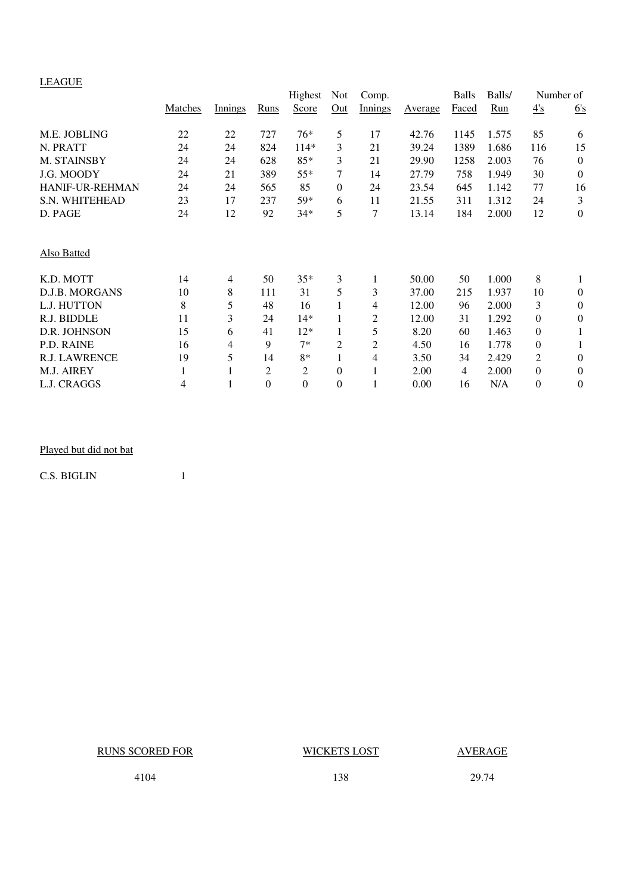LEAGUE

| | Matches | Innings | Runs | Highest Score | Not Out | Comp. Innings | Average | Balls Faced | Balls/ Run | Number of 4's | 6's |
|---|---|---|---|---|---|---|---|---|---|---|---|
| M.E. JOBLING | 22 | 22 | 727 | 76* | 5 | 17 | 42.76 | 1145 | 1.575 | 85 | 6 |
| N. PRATT | 24 | 24 | 824 | 114* | 3 | 21 | 39.24 | 1389 | 1.686 | 116 | 15 |
| M. STAINSBY | 24 | 24 | 628 | 85* | 3 | 21 | 29.90 | 1258 | 2.003 | 76 | 0 |
| J.G. MOODY | 24 | 21 | 389 | 55* | 7 | 14 | 27.79 | 758 | 1.949 | 30 | 0 |
| HANIF-UR-REHMAN | 24 | 24 | 565 | 85 | 0 | 24 | 23.54 | 645 | 1.142 | 77 | 16 |
| S.N. WHITEHEAD | 23 | 17 | 237 | 59* | 6 | 11 | 21.55 | 311 | 1.312 | 24 | 3 |
| D. PAGE | 24 | 12 | 92 | 34* | 5 | 7 | 13.14 | 184 | 2.000 | 12 | 0 |

Also Batted

| | Matches | Innings | Runs | Highest Score | Not Out | Comp. Innings | Average | Balls Faced | Balls/ Run | 4's | 6's |
|---|---|---|---|---|---|---|---|---|---|---|---|
| K.D. MOTT | 14 | 4 | 50 | 35* | 3 | 1 | 50.00 | 50 | 1.000 | 8 | 1 |
| D.J.B. MORGANS | 10 | 8 | 111 | 31 | 5 | 3 | 37.00 | 215 | 1.937 | 10 | 0 |
| L.J. HUTTON | 8 | 5 | 48 | 16 | 1 | 4 | 12.00 | 96 | 2.000 | 3 | 0 |
| R.J. BIDDLE | 11 | 3 | 24 | 14* | 1 | 2 | 12.00 | 31 | 1.292 | 0 | 0 |
| D.R. JOHNSON | 15 | 6 | 41 | 12* | 1 | 5 | 8.20 | 60 | 1.463 | 0 | 1 |
| P.D. RAINE | 16 | 4 | 9 | 7* | 2 | 2 | 4.50 | 16 | 1.778 | 0 | 1 |
| R.J. LAWRENCE | 19 | 5 | 14 | 8* | 1 | 4 | 3.50 | 34 | 2.429 | 2 | 0 |
| M.J. AIREY | 1 | 1 | 2 | 2 | 0 | 1 | 2.00 | 4 | 2.000 | 0 | 0 |
| L.J. CRAGGS | 4 | 1 | 0 | 0 | 0 | 1 | 0.00 | 16 | N/A | 0 | 0 |

Played but did not bat

| | Matches |
|---|---|
| C.S. BIGLIN | 1 |

| RUNS SCORED FOR | WICKETS LOST | AVERAGE |
|---|---|---|
| 4104 | 138 | 29.74 |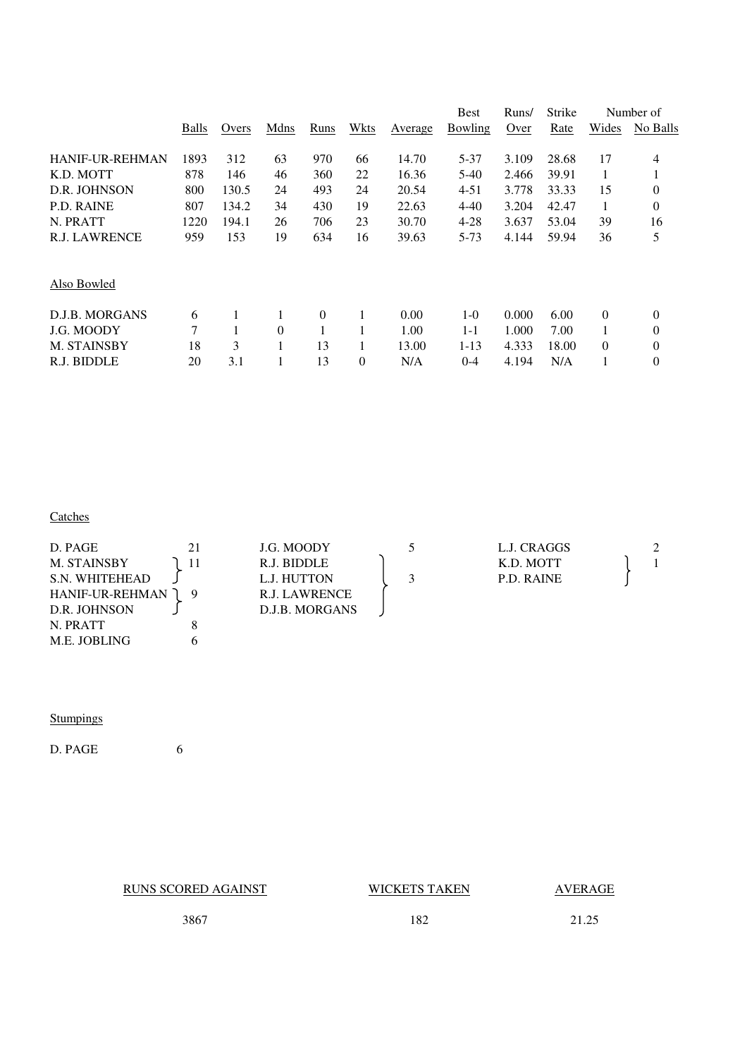|  | Balls | Overs | Mdns | Runs | Wkts | Average | Best Bowling | Runs/ Over | Strike Rate | Number of Wides | Number of No Balls |
|---|---|---|---|---|---|---|---|---|---|---|---|
| HANIF-UR-REHMAN | 1893 | 312 | 63 | 970 | 66 | 14.70 | 5-37 | 3.109 | 28.68 | 17 | 4 |
| K.D. MOTT | 878 | 146 | 46 | 360 | 22 | 16.36 | 5-40 | 2.466 | 39.91 | 1 | 1 |
| D.R. JOHNSON | 800 | 130.5 | 24 | 493 | 24 | 20.54 | 4-51 | 3.778 | 33.33 | 15 | 0 |
| P.D. RAINE | 807 | 134.2 | 34 | 430 | 19 | 22.63 | 4-40 | 3.204 | 42.47 | 1 | 0 |
| N. PRATT | 1220 | 194.1 | 26 | 706 | 23 | 30.70 | 4-28 | 3.637 | 53.04 | 39 | 16 |
| R.J. LAWRENCE | 959 | 153 | 19 | 634 | 16 | 39.63 | 5-73 | 4.144 | 59.94 | 36 | 5 |

Also Bowled

|  | Balls | Overs | Mdns | Runs | Wkts | Average | Best Bowling | Runs/ Over | Strike Rate | Number of Wides | Number of No Balls |
|---|---|---|---|---|---|---|---|---|---|---|---|
| D.J.B. MORGANS | 6 | 1 | 1 | 0 | 1 | 0.00 | 1-0 | 0.000 | 6.00 | 0 | 0 |
| J.G. MOODY | 7 | 1 | 0 | 1 | 1 | 1.00 | 1-1 | 1.000 | 7.00 | 1 | 0 |
| M. STAINSBY | 18 | 3 | 1 | 13 | 1 | 13.00 | 1-13 | 4.333 | 18.00 | 0 | 0 |
| R.J. BIDDLE | 20 | 3.1 | 1 | 13 | 0 | N/A | 0-4 | 4.194 | N/A | 1 | 0 |

Catches

| Player | Catches |
|---|---|
| D. PAGE | 21 |
| M. STAINSBY | 11 |
| S.N. WHITEHEAD | 11 |
| HANIF-UR-REHMAN | 9 |
| D.R. JOHNSON | 9 |
| N. PRATT | 8 |
| M.E. JOBLING | 6 |
| J.G. MOODY | 5 |
| R.J. BIDDLE | 3 |
| L.J. HUTTON | 3 |
| R.J. LAWRENCE | 3 |
| D.J.B. MORGANS | 3 |
| L.J. CRAGGS | 2 |
| K.D. MOTT | 1 |
| P.D. RAINE | 1 |

Stumpings

D. PAGE 6

| RUNS SCORED AGAINST | WICKETS TAKEN | AVERAGE |
|---|---|---|
| 3867 | 182 | 21.25 |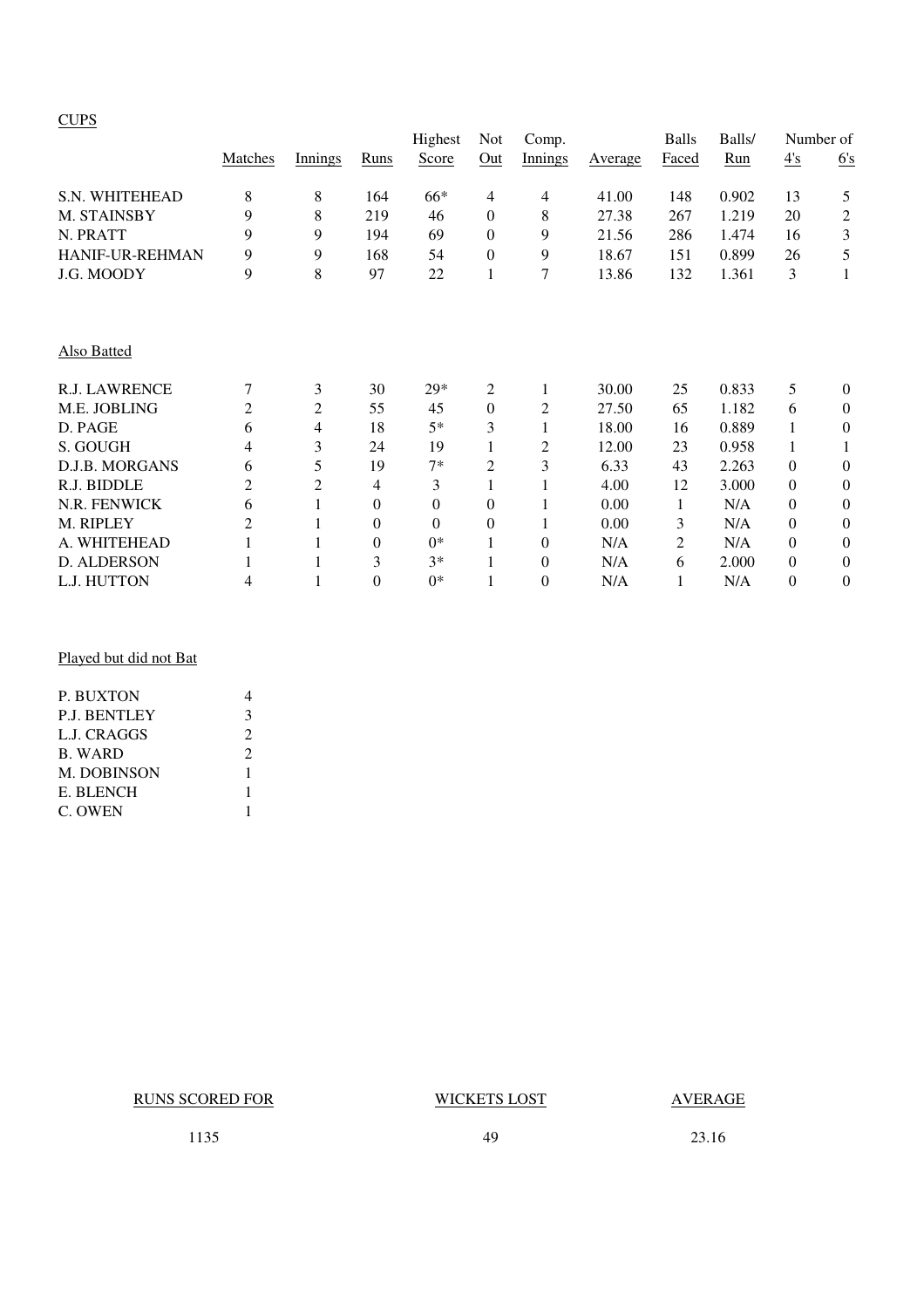## CUPS

| | Matches | Innings | Runs | Highest Score | Not Out | Comp. Innings | Average | Balls Faced | Balls/ Run | Number of 4's | Number of 6's |
|---|---|---|---|---|---|---|---|---|---|---|---|
| S.N. WHITEHEAD | 8 | 8 | 164 | 66* | 4 | 4 | 41.00 | 148 | 0.902 | 13 | 5 |
| M. STAINSBY | 9 | 8 | 219 | 46 | 0 | 8 | 27.38 | 267 | 1.219 | 20 | 2 |
| N. PRATT | 9 | 9 | 194 | 69 | 0 | 9 | 21.56 | 286 | 1.474 | 16 | 3 |
| HANIF-UR-REHMAN | 9 | 9 | 168 | 54 | 0 | 9 | 18.67 | 151 | 0.899 | 26 | 5 |
| J.G. MOODY | 9 | 8 | 97 | 22 | 1 | 7 | 13.86 | 132 | 1.361 | 3 | 1 |

### Also Batted

| | Matches | Innings | Runs | Highest Score | Not Out | Comp. Innings | Average | Balls Faced | Balls/ Run | Number of 4's | Number of 6's |
|---|---|---|---|---|---|---|---|---|---|---|---|
| R.J. LAWRENCE | 7 | 3 | 30 | 29* | 2 | 1 | 30.00 | 25 | 0.833 | 5 | 0 |
| M.E. JOBLING | 2 | 2 | 55 | 45 | 0 | 2 | 27.50 | 65 | 1.182 | 6 | 0 |
| D. PAGE | 6 | 4 | 18 | 5* | 3 | 1 | 18.00 | 16 | 0.889 | 1 | 0 |
| S. GOUGH | 4 | 3 | 24 | 19 | 1 | 2 | 12.00 | 23 | 0.958 | 1 | 1 |
| D.J.B. MORGANS | 6 | 5 | 19 | 7* | 2 | 3 | 6.33 | 43 | 2.263 | 0 | 0 |
| R.J. BIDDLE | 2 | 2 | 4 | 3 | 1 | 1 | 4.00 | 12 | 3.000 | 0 | 0 |
| N.R. FENWICK | 6 | 1 | 0 | 0 | 0 | 1 | 0.00 | 1 | N/A | 0 | 0 |
| M. RIPLEY | 2 | 1 | 0 | 0 | 0 | 1 | 0.00 | 3 | N/A | 0 | 0 |
| A. WHITEHEAD | 1 | 1 | 0 | 0* | 1 | 0 | N/A | 2 | N/A | 0 | 0 |
| D. ALDERSON | 1 | 1 | 3 | 3* | 1 | 0 | N/A | 6 | 2.000 | 0 | 0 |
| L.J. HUTTON | 4 | 1 | 0 | 0* | 1 | 0 | N/A | 1 | N/A | 0 | 0 |

### Played but did not Bat

| | |
|---|---|
| P. BUXTON | 4 |
| P.J. BENTLEY | 3 |
| L.J. CRAGGS | 2 |
| B. WARD | 2 |
| M. DOBINSON | 1 |
| E. BLENCH | 1 |
| C. OWEN | 1 |

| RUNS SCORED FOR | WICKETS LOST | AVERAGE |
|---|---|---|
| 1135 | 49 | 23.16 |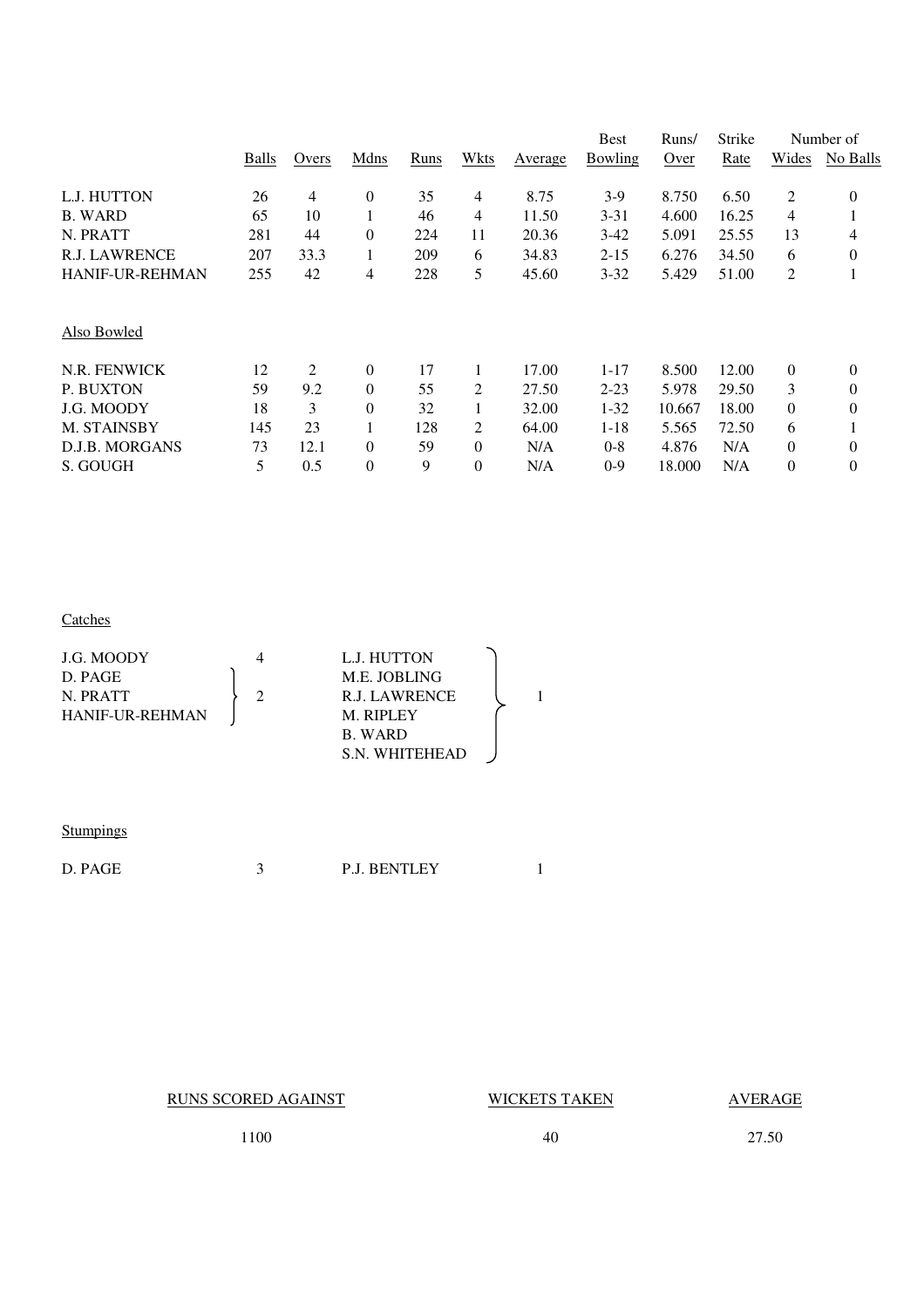| | Balls | Overs | Mdns | Runs | Wkts | Average | Best Bowling | Runs/ Over | Strike Rate | Number of Wides | No Balls |
|---|---|---|---|---|---|---|---|---|---|---|---|
| L.J. HUTTON | 26 | 4 | 0 | 35 | 4 | 8.75 | 3-9 | 8.750 | 6.50 | 2 | 0 |
| B. WARD | 65 | 10 | 1 | 46 | 4 | 11.50 | 3-31 | 4.600 | 16.25 | 4 | 1 |
| N. PRATT | 281 | 44 | 0 | 224 | 11 | 20.36 | 3-42 | 5.091 | 25.55 | 13 | 4 |
| R.J. LAWRENCE | 207 | 33.3 | 1 | 209 | 6 | 34.83 | 2-15 | 6.276 | 34.50 | 6 | 0 |
| HANIF-UR-REHMAN | 255 | 42 | 4 | 228 | 5 | 45.60 | 3-32 | 5.429 | 51.00 | 2 | 1 |

Also Bowled

| | Balls | Overs | Mdns | Runs | Wkts | Average | Best Bowling | Runs/ Over | Strike Rate | Wides | No Balls |
|---|---|---|---|---|---|---|---|---|---|---|---|
| N.R. FENWICK | 12 | 2 | 0 | 17 | 1 | 17.00 | 1-17 | 8.500 | 12.00 | 0 | 0 |
| P. BUXTON | 59 | 9.2 | 0 | 55 | 2 | 27.50 | 2-23 | 5.978 | 29.50 | 3 | 0 |
| J.G. MOODY | 18 | 3 | 0 | 32 | 1 | 32.00 | 1-32 | 10.667 | 18.00 | 0 | 0 |
| M. STAINSBY | 145 | 23 | 1 | 128 | 2 | 64.00 | 1-18 | 5.565 | 72.50 | 6 | 1 |
| D.J.B. MORGANS | 73 | 12.1 | 0 | 59 | 0 | N/A | 0-8 | 4.876 | N/A | 0 | 0 |
| S. GOUGH | 5 | 0.5 | 0 | 9 | 0 | N/A | 0-9 | 18.000 | N/A | 0 | 0 |

Catches

| Player | Catches |
|---|---|
| J.G. MOODY | 4 |
| D. PAGE, N. PRATT, HANIF-UR-REHMAN | 2 |
| L.J. HUTTON, M.E. JOBLING, R.J. LAWRENCE, M. RIPLEY, B. WARD, S.N. WHITEHEAD | 1 |

Stumpings

| Player | Stumpings |
|---|---|
| D. PAGE | 3 |
| P.J. BENTLEY | 1 |

| RUNS SCORED AGAINST | WICKETS TAKEN | AVERAGE |
|---|---|---|
| 1100 | 40 | 27.50 |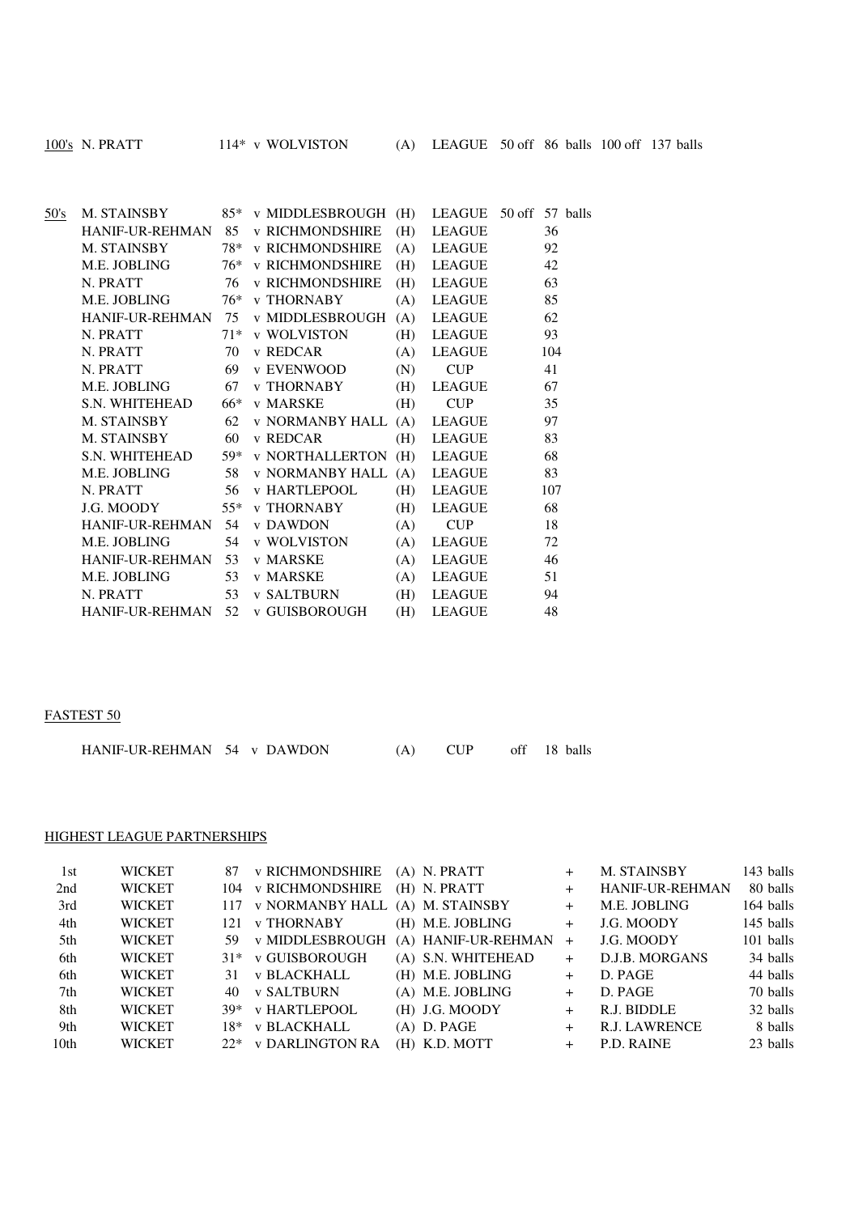## 100's

| Player | Score | Opponent | Venue | Competition | 50 off | 100 off |
|---|---|---|---|---|---|---|
| N. PRATT | 114* | v WOLVISTON | (A) | LEAGUE | 86 balls | 137 balls |

## 50's

| Player | Score | Opponent | Venue | Competition | 50 off (balls) |
|---|---|---|---|---|---|
| M. STAINSBY | 85* | v MIDDLESBROUGH | (H) | LEAGUE | 57 |
| HANIF-UR-REHMAN | 85 | v RICHMONDSHIRE | (H) | LEAGUE | 36 |
| M. STAINSBY | 78* | v RICHMONDSHIRE | (A) | LEAGUE | 92 |
| M.E. JOBLING | 76* | v RICHMONDSHIRE | (H) | LEAGUE | 42 |
| N. PRATT | 76 | v RICHMONDSHIRE | (H) | LEAGUE | 63 |
| M.E. JOBLING | 76* | v THORNABY | (A) | LEAGUE | 85 |
| HANIF-UR-REHMAN | 75 | v MIDDLESBROUGH | (A) | LEAGUE | 62 |
| N. PRATT | 71* | v WOLVISTON | (H) | LEAGUE | 93 |
| N. PRATT | 70 | v REDCAR | (A) | LEAGUE | 104 |
| N. PRATT | 69 | v EVENWOOD | (N) | CUP | 41 |
| M.E. JOBLING | 67 | v THORNABY | (H) | LEAGUE | 67 |
| S.N. WHITEHEAD | 66* | v MARSKE | (H) | CUP | 35 |
| M. STAINSBY | 62 | v NORMANBY HALL | (A) | LEAGUE | 97 |
| M. STAINSBY | 60 | v REDCAR | (H) | LEAGUE | 83 |
| S.N. WHITEHEAD | 59* | v NORTHALLERTON | (H) | LEAGUE | 68 |
| M.E. JOBLING | 58 | v NORMANBY HALL | (A) | LEAGUE | 83 |
| N. PRATT | 56 | v HARTLEPOOL | (H) | LEAGUE | 107 |
| J.G. MOODY | 55* | v THORNABY | (H) | LEAGUE | 68 |
| HANIF-UR-REHMAN | 54 | v DAWDON | (A) | CUP | 18 |
| M.E. JOBLING | 54 | v WOLVISTON | (A) | LEAGUE | 72 |
| HANIF-UR-REHMAN | 53 | v MARSKE | (A) | LEAGUE | 46 |
| M.E. JOBLING | 53 | v MARSKE | (A) | LEAGUE | 51 |
| N. PRATT | 53 | v SALTBURN | (H) | LEAGUE | 94 |
| HANIF-UR-REHMAN | 52 | v GUISBOROUGH | (H) | LEAGUE | 48 |

## FASTEST 50

HANIF-UR-REHMAN 54 v DAWDON (A) CUP off 18 balls

## HIGHEST LEAGUE PARTNERSHIPS

| Wicket | | Runs | Opponent | Venue | Batsman | | Batsman | Balls |
|---|---|---|---|---|---|---|---|---|
| 1st | WICKET | 87 | v RICHMONDSHIRE | (A) | N. PRATT | + | M. STAINSBY | 143 balls |
| 2nd | WICKET | 104 | v RICHMONDSHIRE | (H) | N. PRATT | + | HANIF-UR-REHMAN | 80 balls |
| 3rd | WICKET | 117 | v NORMANBY HALL | (A) | M. STAINSBY | + | M.E. JOBLING | 164 balls |
| 4th | WICKET | 121 | v THORNABY | (H) | M.E. JOBLING | + | J.G. MOODY | 145 balls |
| 5th | WICKET | 59 | v MIDDLESBROUGH | (A) | HANIF-UR-REHMAN | + | J.G. MOODY | 101 balls |
| 6th | WICKET | 31* | v GUISBOROUGH | (A) | S.N. WHITEHEAD | + | D.J.B. MORGANS | 34 balls |
| 6th | WICKET | 31 | v BLACKHALL | (H) | M.E. JOBLING | + | D. PAGE | 44 balls |
| 7th | WICKET | 40 | v SALTBURN | (A) | M.E. JOBLING | + | D. PAGE | 70 balls |
| 8th | WICKET | 39* | v HARTLEPOOL | (H) | J.G. MOODY | + | R.J. BIDDLE | 32 balls |
| 9th | WICKET | 18* | v BLACKHALL | (A) | D. PAGE | + | R.J. LAWRENCE | 8 balls |
| 10th | WICKET | 22* | v DARLINGTON RA | (H) | K.D. MOTT | + | P.D. RAINE | 23 balls |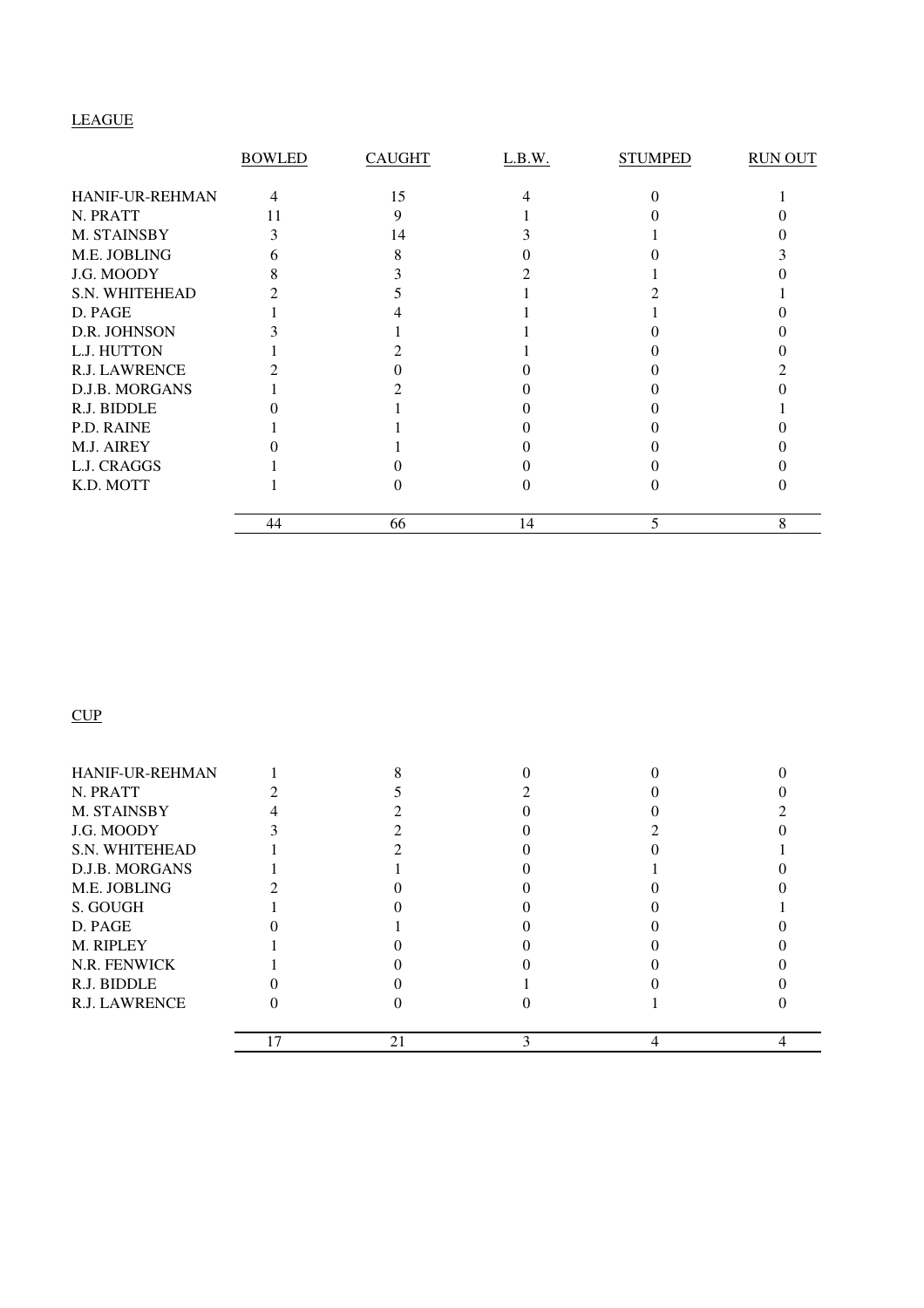LEAGUE

| | BOWLED | CAUGHT | L.B.W. | STUMPED | RUN OUT |
|---|---|---|---|---|---|
| HANIF-UR-REHMAN | 4 | 15 | 4 | 0 | 1 |
| N. PRATT | 11 | 9 | 1 | 0 | 0 |
| M. STAINSBY | 3 | 14 | 3 | 1 | 0 |
| M.E. JOBLING | 6 | 8 | 0 | 0 | 3 |
| J.G. MOODY | 8 | 3 | 2 | 1 | 0 |
| S.N. WHITEHEAD | 2 | 5 | 1 | 2 | 1 |
| D. PAGE | 1 | 4 | 1 | 1 | 0 |
| D.R. JOHNSON | 3 | 1 | 1 | 0 | 0 |
| L.J. HUTTON | 1 | 2 | 1 | 0 | 0 |
| R.J. LAWRENCE | 2 | 0 | 0 | 0 | 2 |
| D.J.B. MORGANS | 1 | 2 | 0 | 0 | 0 |
| R.J. BIDDLE | 0 | 1 | 0 | 0 | 1 |
| P.D. RAINE | 1 | 1 | 0 | 0 | 0 |
| M.J. AIREY | 0 | 1 | 0 | 0 | 0 |
| L.J. CRAGGS | 1 | 0 | 0 | 0 | 0 |
| K.D. MOTT | 1 | 0 | 0 | 0 | 0 |
| | 44 | 66 | 14 | 5 | 8 |

CUP

| | BOWLED | CAUGHT | L.B.W. | STUMPED | RUN OUT |
|---|---|---|---|---|---|
| HANIF-UR-REHMAN | 1 | 8 | 0 | 0 | 0 |
| N. PRATT | 2 | 5 | 2 | 0 | 0 |
| M. STAINSBY | 4 | 2 | 0 | 0 | 2 |
| J.G. MOODY | 3 | 2 | 0 | 2 | 0 |
| S.N. WHITEHEAD | 1 | 2 | 0 | 0 | 1 |
| D.J.B. MORGANS | 1 | 1 | 0 | 1 | 0 |
| M.E. JOBLING | 2 | 0 | 0 | 0 | 0 |
| S. GOUGH | 1 | 0 | 0 | 0 | 1 |
| D. PAGE | 0 | 1 | 0 | 0 | 0 |
| M. RIPLEY | 1 | 0 | 0 | 0 | 0 |
| N.R. FENWICK | 1 | 0 | 0 | 0 | 0 |
| R.J. BIDDLE | 0 | 0 | 1 | 0 | 0 |
| R.J. LAWRENCE | 0 | 0 | 0 | 1 | 0 |
| | 17 | 21 | 3 | 4 | 4 |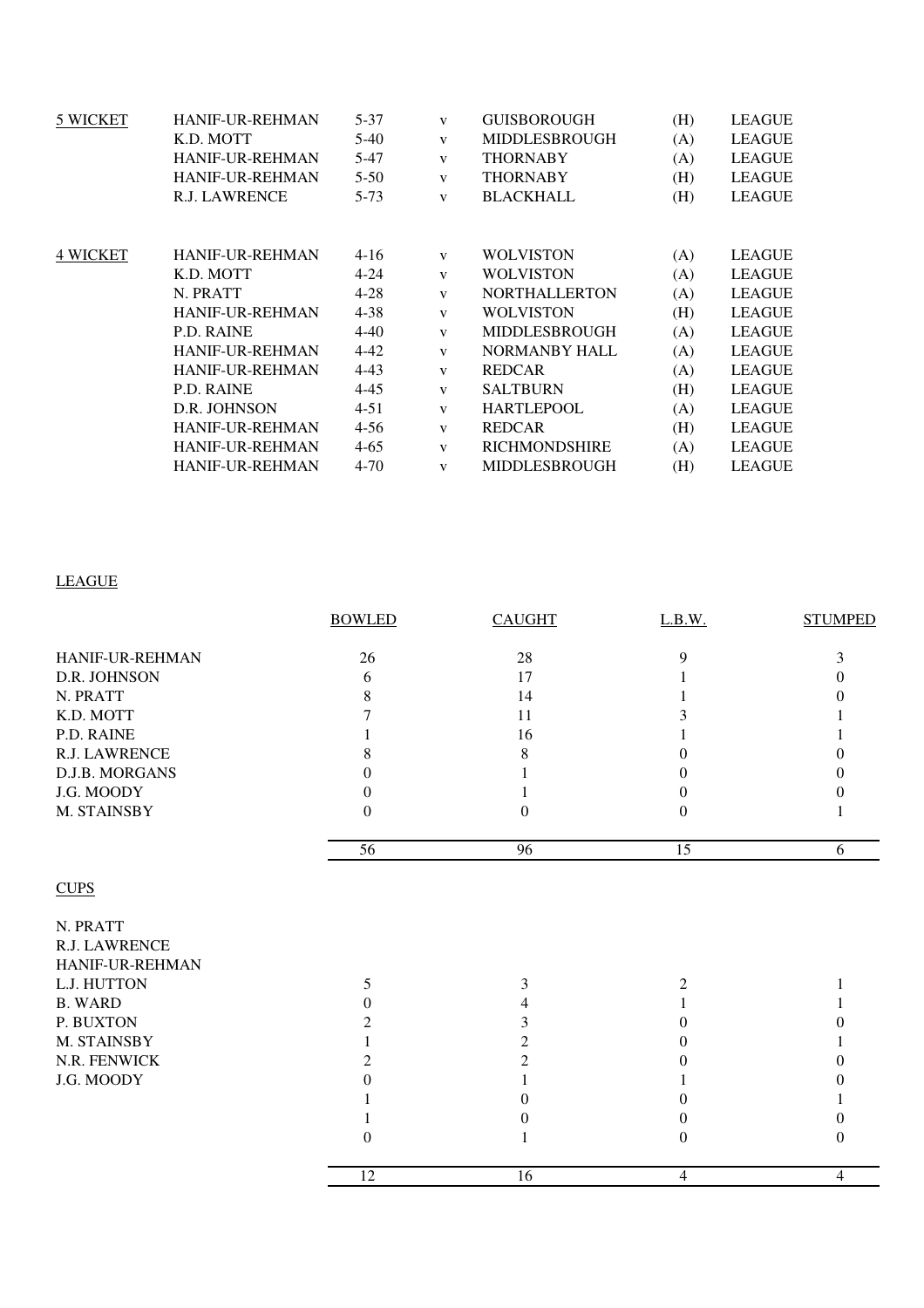| | | | | | | |
|---|---|---|---|---|---|---|
| 5 WICKET | HANIF-UR-REHMAN | 5-37 | v | GUISBOROUGH | (H) | LEAGUE |
| | K.D. MOTT | 5-40 | v | MIDDLESBROUGH | (A) | LEAGUE |
| | HANIF-UR-REHMAN | 5-47 | v | THORNABY | (A) | LEAGUE |
| | HANIF-UR-REHMAN | 5-50 | v | THORNABY | (H) | LEAGUE |
| | R.J. LAWRENCE | 5-73 | v | BLACKHALL | (H) | LEAGUE |
| 4 WICKET | HANIF-UR-REHMAN | 4-16 | v | WOLVISTON | (A) | LEAGUE |
| | K.D. MOTT | 4-24 | v | WOLVISTON | (A) | LEAGUE |
| | N. PRATT | 4-28 | v | NORTHALLERTON | (A) | LEAGUE |
| | HANIF-UR-REHMAN | 4-38 | v | WOLVISTON | (H) | LEAGUE |
| | P.D. RAINE | 4-40 | v | MIDDLESBROUGH | (A) | LEAGUE |
| | HANIF-UR-REHMAN | 4-42 | v | NORMANBY HALL | (A) | LEAGUE |
| | HANIF-UR-REHMAN | 4-43 | v | REDCAR | (A) | LEAGUE |
| | P.D. RAINE | 4-45 | v | SALTBURN | (H) | LEAGUE |
| | D.R. JOHNSON | 4-51 | v | HARTLEPOOL | (A) | LEAGUE |
| | HANIF-UR-REHMAN | 4-56 | v | REDCAR | (H) | LEAGUE |
| | HANIF-UR-REHMAN | 4-65 | v | RICHMONDSHIRE | (A) | LEAGUE |
| | HANIF-UR-REHMAN | 4-70 | v | MIDDLESBROUGH | (H) | LEAGUE |

LEAGUE

| | BOWLED | CAUGHT | L.B.W. | STUMPED |
|---|---|---|---|---|
| HANIF-UR-REHMAN | 26 | 28 | 9 | 3 |
| D.R. JOHNSON | 6 | 17 | 1 | 0 |
| N. PRATT | 8 | 14 | 1 | 0 |
| K.D. MOTT | 7 | 11 | 3 | 1 |
| P.D. RAINE | 1 | 16 | 1 | 1 |
| R.J. LAWRENCE | 8 | 8 | 0 | 0 |
| D.J.B. MORGANS | 0 | 1 | 0 | 0 |
| J.G. MOODY | 0 | 1 | 0 | 0 |
| M. STAINSBY | 0 | 0 | 0 | 1 |
| | 56 | 96 | 15 | 6 |

CUPS

| | BOWLED | CAUGHT | L.B.W. | STUMPED |
|---|---|---|---|---|
| N. PRATT | | | | |
| R.J. LAWRENCE | | | | |
| HANIF-UR-REHMAN | | | | |
| L.J. HUTTON | 5 | 3 | 2 | 1 |
| B. WARD | 0 | 4 | 1 | 1 |
| P. BUXTON | 2 | 3 | 0 | 0 |
| M. STAINSBY | 1 | 2 | 0 | 1 |
| N.R. FENWICK | 2 | 2 | 0 | 0 |
| J.G. MOODY | 0 | 1 | 1 | 0 |
| | 1 | 0 | 0 | 1 |
| | 1 | 0 | 0 | 0 |
| | 0 | 1 | 0 | 0 |
| | 12 | 16 | 4 | 4 |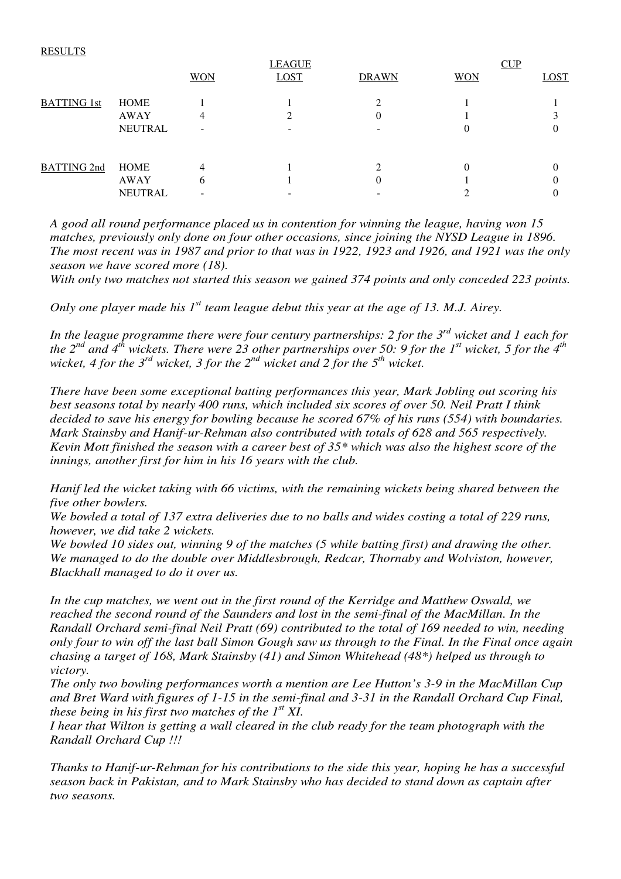RESULTS

| | | LEAGUE | | | CUP | |
|---|---|---|---|---|---|---|
| | | WON | LOST | DRAWN | WON | LOST |
| BATTING 1st | HOME | 1 | 1 | 2 | 1 | 1 |
| | AWAY | 4 | 2 | 0 | 1 | 3 |
| | NEUTRAL | - | - | - | 0 | 0 |
| BATTING 2nd | HOME | 4 | 1 | 2 | 0 | 0 |
| | AWAY | 6 | 1 | 0 | 1 | 0 |
| | NEUTRAL | - | - | - | 2 | 0 |

*A good all round performance placed us in contention for winning the league, having won 15 matches, previously only done on four other occasions, since joining the NYSD League in 1896. The most recent was in 1987 and prior to that was in 1922, 1923 and 1926, and 1921 was the only season we have scored more (18).*
*With only two matches not started this season we gained 374 points and only conceded 223 points.*

*Only one player made his 1st team league debut this year at the age of 13. M.J. Airey.*

*In the league programme there were four century partnerships: 2 for the 3rd wicket and 1 each for the 2nd and 4th wickets. There were 23 other partnerships over 50: 9 for the 1st wicket, 5 for the 4th wicket, 4 for the 3rd wicket, 3 for the 2nd wicket and 2 for the 5th wicket.*

*There have been some exceptional batting performances this year, Mark Jobling out scoring his best seasons total by nearly 400 runs, which included six scores of over 50. Neil Pratt I think decided to save his energy for bowling because he scored 67% of his runs (554) with boundaries. Mark Stainsby and Hanif-ur-Rehman also contributed with totals of 628 and 565 respectively. Kevin Mott finished the season with a career best of 35* which was also the highest score of the innings, another first for him in his 16 years with the club.*

*Hanif led the wicket taking with 66 victims, with the remaining wickets being shared between the five other bowlers.*
*We bowled a total of 137 extra deliveries due to no balls and wides costing a total of 229 runs, however, we did take 2 wickets.*
*We bowled 10 sides out, winning 9 of the matches (5 while batting first) and drawing the other. We managed to do the double over Middlesbrough, Redcar, Thornaby and Wolviston, however, Blackhall managed to do it over us.*

*In the cup matches, we went out in the first round of the Kerridge and Matthew Oswald, we reached the second round of the Saunders and lost in the semi-final of the MacMillan. In the Randall Orchard semi-final Neil Pratt (69) contributed to the total of 169 needed to win, needing only four to win off the last ball Simon Gough saw us through to the Final. In the Final once again chasing a target of 168, Mark Stainsby (41) and Simon Whitehead (48*) helped us through to victory.*
*The only two bowling performances worth a mention are Lee Hutton's 3-9 in the MacMillan Cup and Bret Ward with figures of 1-15 in the semi-final and 3-31 in the Randall Orchard Cup Final, these being in his first two matches of the 1st XI.*
*I hear that Wilton is getting a wall cleared in the club ready for the team photograph with the Randall Orchard Cup !!!*

*Thanks to Hanif-ur-Rehman for his contributions to the side this year, hoping he has a successful season back in Pakistan, and to Mark Stainsby who has decided to stand down as captain after two seasons.*